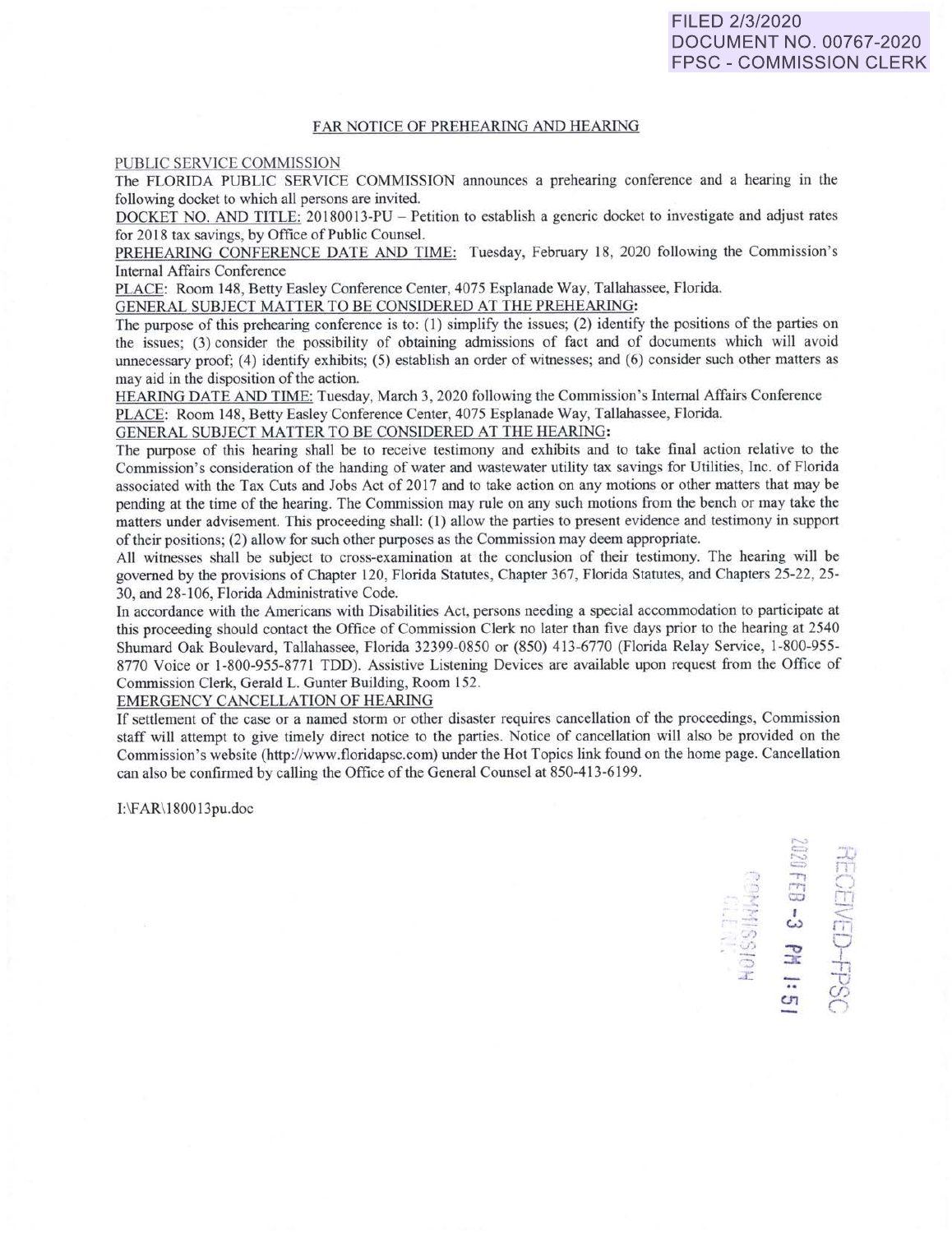FILED 2/3/2020
DOCUMENT NO. 00767-2020
FPSC - COMMISSION CLERK

## FAR NOTICE OF PREHEARING AND HEARING

PUBLIC SERVICE COMMISSION

The FLORIDA PUBLIC SERVICE COMMISSION announces a prehearing conference and a hearing in the following docket to which all persons are invited.

DOCKET NO. AND TITLE: 20180013-PU – Petition to establish a generic docket to investigate and adjust rates for 2018 tax savings, by Office of Public Counsel.

PREHEARING CONFERENCE DATE AND TIME: Tuesday, February 18, 2020 following the Commission's Internal Affairs Conference

PLACE: Room 148, Betty Easley Conference Center, 4075 Esplanade Way, Tallahassee, Florida.

GENERAL SUBJECT MATTER TO BE CONSIDERED AT THE PREHEARING:

The purpose of this prehearing conference is to: (1) simplify the issues; (2) identify the positions of the parties on the issues; (3) consider the possibility of obtaining admissions of fact and of documents which will avoid unnecessary proof; (4) identify exhibits; (5) establish an order of witnesses; and (6) consider such other matters as may aid in the disposition of the action.

HEARING DATE AND TIME: Tuesday, March 3, 2020 following the Commission's Internal Affairs Conference

PLACE: Room 148, Betty Easley Conference Center, 4075 Esplanade Way, Tallahassee, Florida.

GENERAL SUBJECT MATTER TO BE CONSIDERED AT THE HEARING:

The purpose of this hearing shall be to receive testimony and exhibits and to take final action relative to the Commission's consideration of the handing of water and wastewater utility tax savings for Utilities, Inc. of Florida associated with the Tax Cuts and Jobs Act of 2017 and to take action on any motions or other matters that may be pending at the time of the hearing. The Commission may rule on any such motions from the bench or may take the matters under advisement. This proceeding shall: (1) allow the parties to present evidence and testimony in support of their positions; (2) allow for such other purposes as the Commission may deem appropriate.

All witnesses shall be subject to cross-examination at the conclusion of their testimony. The hearing will be governed by the provisions of Chapter 120, Florida Statutes, Chapter 367, Florida Statutes, and Chapters 25-22, 25-30, and 28-106, Florida Administrative Code.

In accordance with the Americans with Disabilities Act, persons needing a special accommodation to participate at this proceeding should contact the Office of Commission Clerk no later than five days prior to the hearing at 2540 Shumard Oak Boulevard, Tallahassee, Florida 32399-0850 or (850) 413-6770 (Florida Relay Service, 1-800-955-8770 Voice or 1-800-955-8771 TDD). Assistive Listening Devices are available upon request from the Office of Commission Clerk, Gerald L. Gunter Building, Room 152.

EMERGENCY CANCELLATION OF HEARING

If settlement of the case or a named storm or other disaster requires cancellation of the proceedings, Commission staff will attempt to give timely direct notice to the parties. Notice of cancellation will also be provided on the Commission's website (http://www.floridapsc.com) under the Hot Topics link found on the home page. Cancellation can also be confirmed by calling the Office of the General Counsel at 850-413-6199.

I:\FAR\180013pu.doc

RECEIVED-FPSC
2020 FEB -3 PM 1:51
COMMISSION CLERK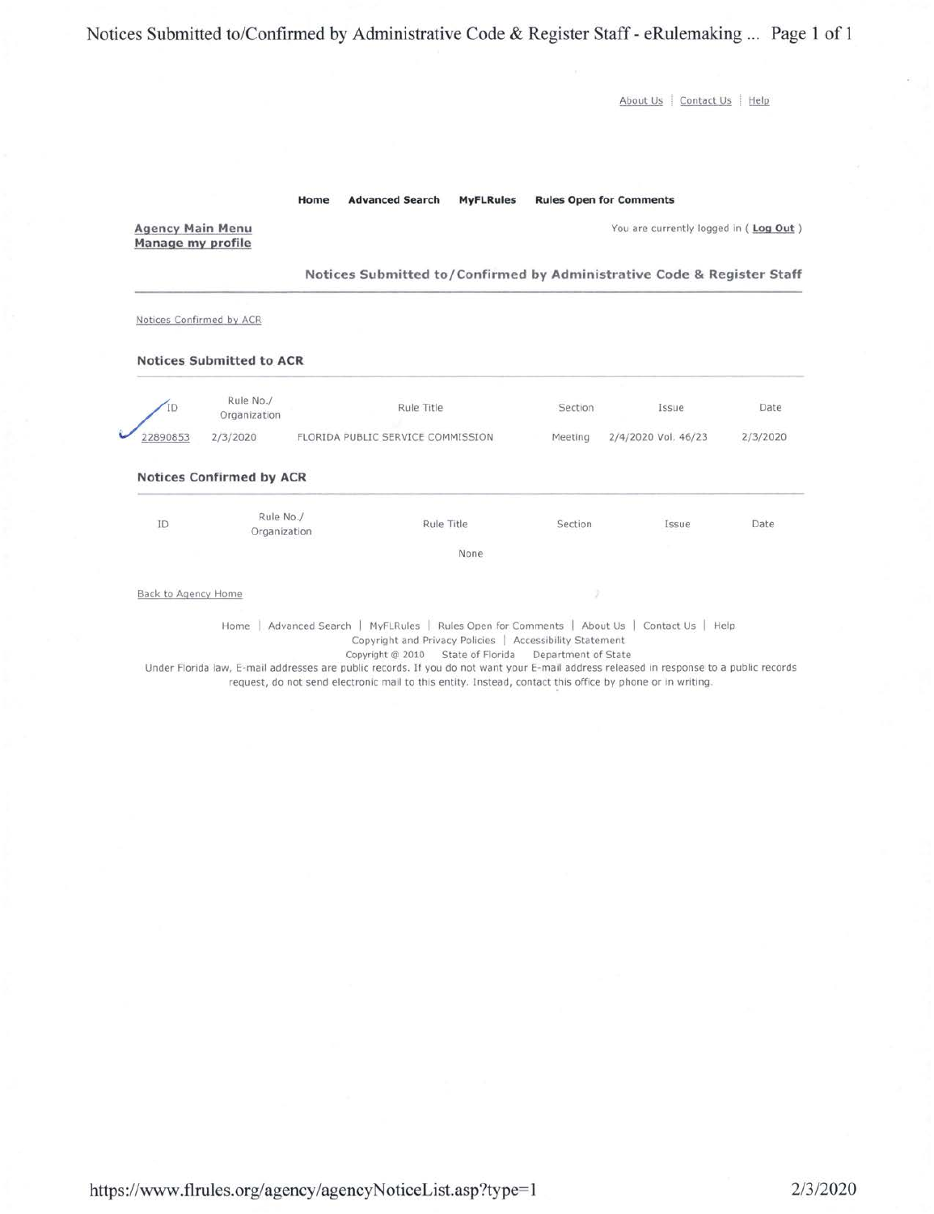About Us | Contact Us | Help

Home Advanced Search MyFLRules Rules Open for Comments

**Agency Main Menu**
**Manage my profile**

You are currently logged in ( **Log Out** )

## Notices Submitted to/Confirmed by Administrative Code & Register Staff

Notices Confirmed by ACR

### Notices Submitted to ACR

| ID | Rule No./ Organization | Rule Title | Section | Issue | Date |
|---|---|---|---|---|---|
| 22890853 | 2/3/2020 | FLORIDA PUBLIC SERVICE COMMISSION | Meeting | 2/4/2020 Vol. 46/23 | 2/3/2020 |

### Notices Confirmed by ACR

| ID | Rule No./ Organization | Rule Title | Section | Issue | Date |
|---|---|---|---|---|---|
| | | None | | | |

Back to Agency Home

Home | Advanced Search | MyFLRules | Rules Open for Comments | About Us | Contact Us | Help
Copyright and Privacy Policies | Accessibility Statement
Copyright @ 2010 State of Florida Department of State
Under Florida law, E-mail addresses are public records. If you do not want your E-mail address released in response to a public records request, do not send electronic mail to this entity. Instead, contact this office by phone or in writing.